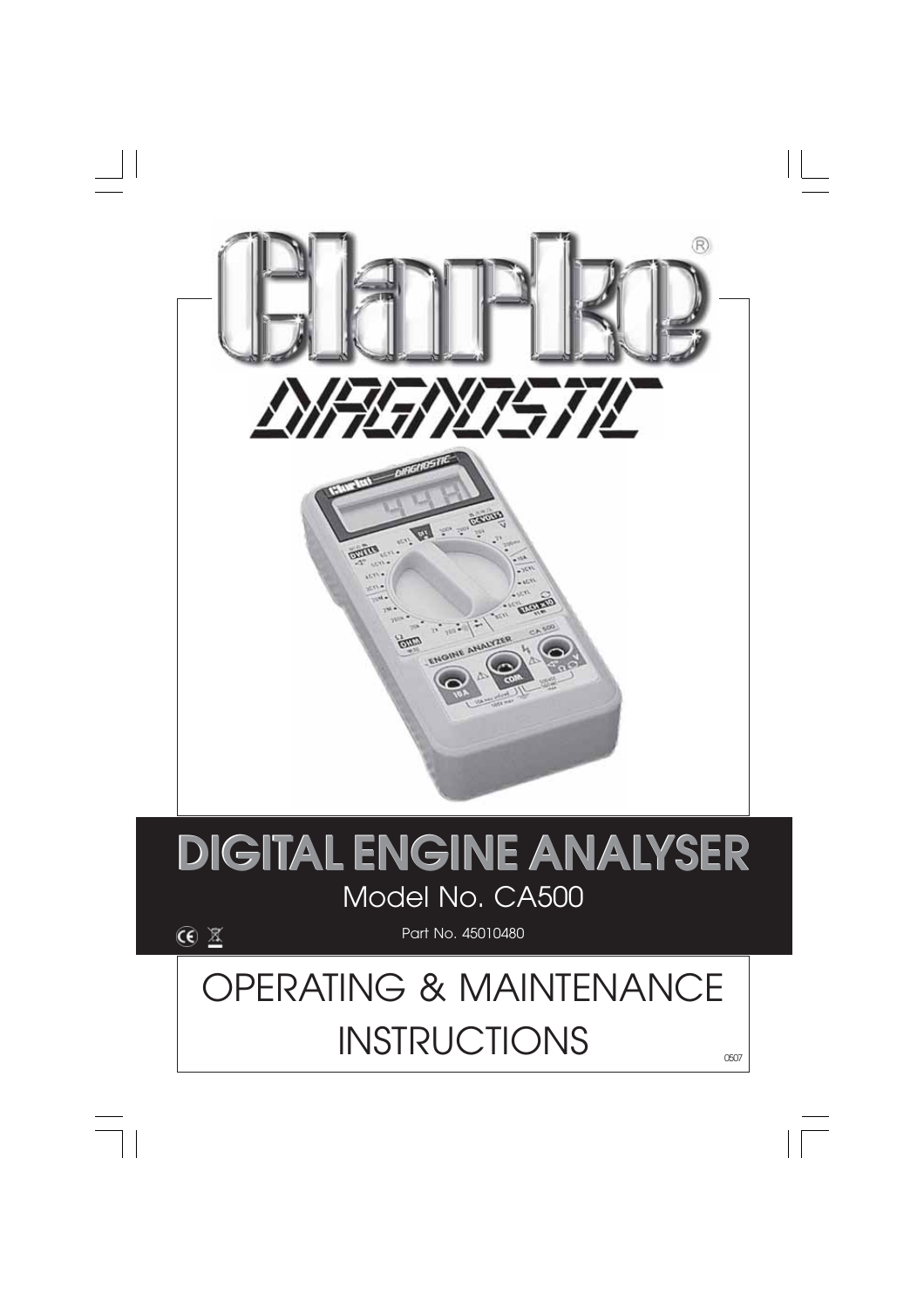# Clarke®

## DIAGNOSTIC

# DIGITAL ENGINE ANALYSER

Model No. CA500

Part No. 45010480

# OPERATING & MAINTENANCE INSTRUCTIONS

0507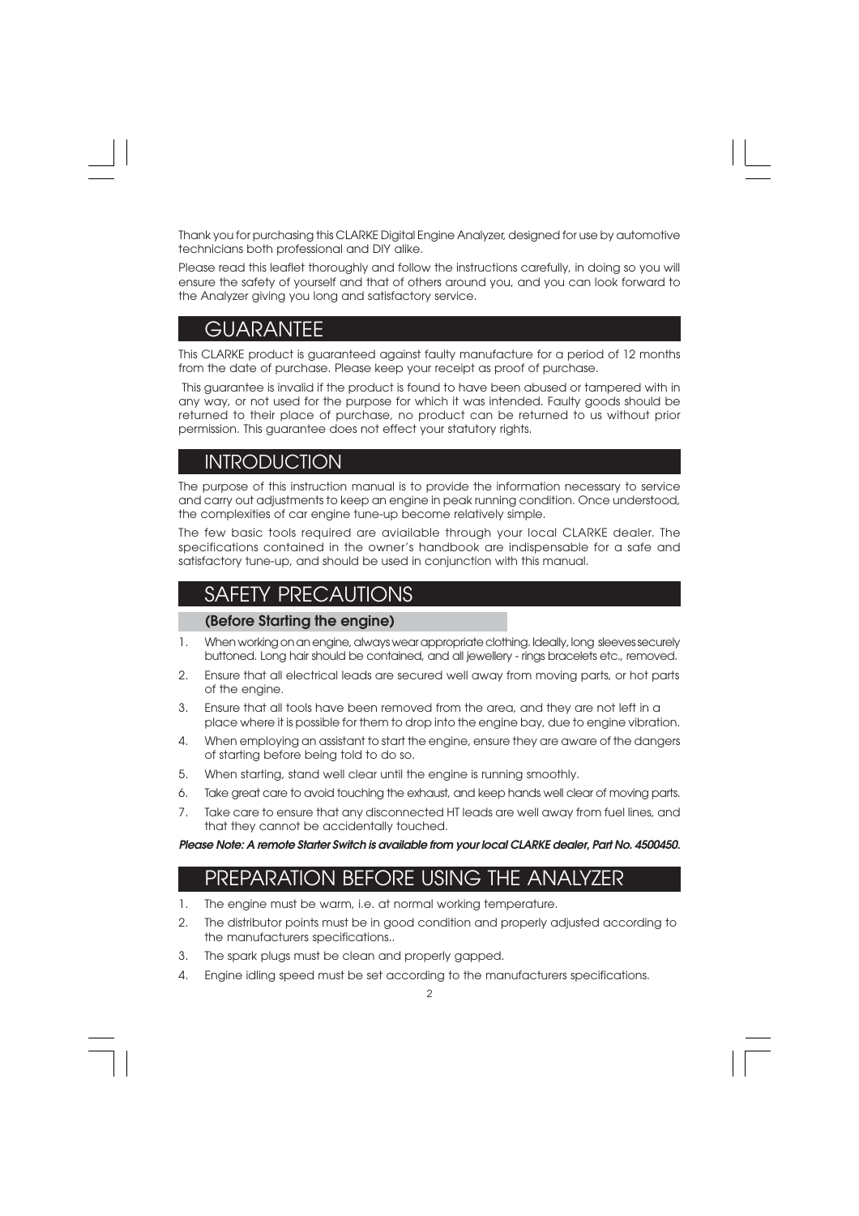Thank you for purchasing this CLARKE Digital Engine Analyzer, designed for use by automotive technicians both professional and DIY alike.

Please read this leaflet thoroughly and follow the instructions carefully, in doing so you will ensure the safety of yourself and that of others around you, and you can look forward to the Analyzer giving you long and satisfactory service.

## GUARANTEE

This CLARKE product is guaranteed against faulty manufacture for a period of 12 months from the date of purchase. Please keep your receipt as proof of purchase.

This guarantee is invalid if the product is found to have been abused or tampered with in any way, or not used for the purpose for which it was intended. Faulty goods should be returned to their place of purchase, no product can be returned to us without prior permission. This guarantee does not effect your statutory rights.

## INTRODUCTION

The purpose of this instruction manual is to provide the information necessary to service and carry out adjustments to keep an engine in peak running condition. Once understood, the complexities of car engine tune-up become relatively simple.

The few basic tools required are aviailable through your local CLARKE dealer. The specifications contained in the owner's handbook are indispensable for a safe and satisfactory tune-up, and should be used in conjunction with this manual.

## SAFETY PRECAUTIONS

### (Before Starting the engine)

1. When working on an engine, always wear appropriate clothing. Ideally, long sleeves securely buttoned. Long hair should be contained, and all jewellery - rings bracelets etc., removed.
2. Ensure that all electrical leads are secured well away from moving parts, or hot parts of the engine.
3. Ensure that all tools have been removed from the area, and they are not left in a place where it is possible for them to drop into the engine bay, due to engine vibration.
4. When employing an assistant to start the engine, ensure they are aware of the dangers of starting before being told to do so.
5. When starting, stand well clear until the engine is running smoothly.
6. Take great care to avoid touching the exhaust, and keep hands well clear of moving parts.
7. Take care to ensure that any disconnected HT leads are well away from fuel lines, and that they cannot be accidentally touched.

***Please Note: A remote Starter Switch is available from your local CLARKE dealer, Part No. 4500450.***

## PREPARATION BEFORE USING THE ANALYZER

1. The engine must be warm, i.e. at normal working temperature.
2. The distributor points must be in good condition and properly adjusted according to the manufacturers specifications..
3. The spark plugs must be clean and properly gapped.
4. Engine idling speed must be set according to the manufacturers specifications.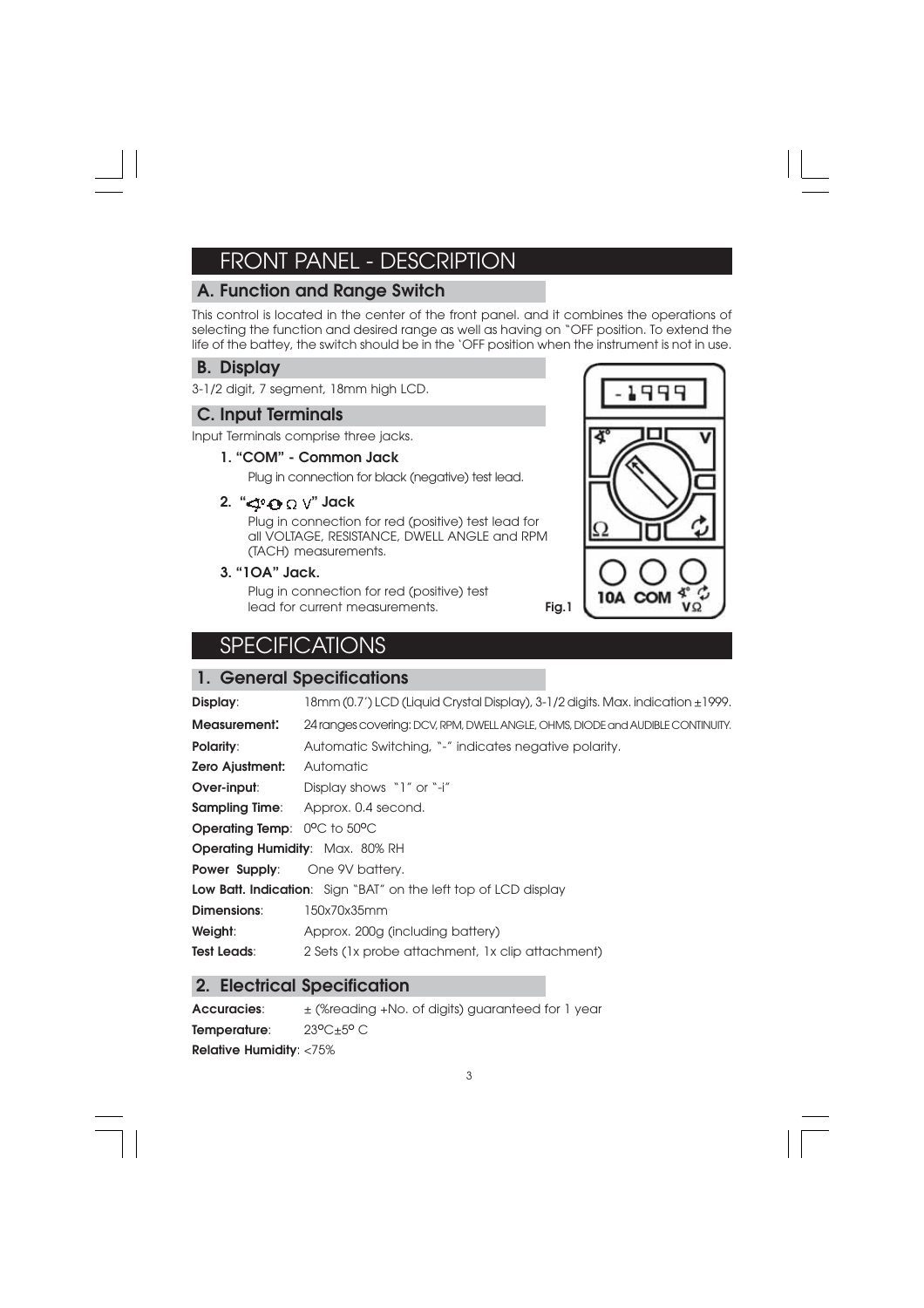# FRONT PANEL - DESCRIPTION

## A. Function and Range Switch

This control is located in the center of the front panel. and it combines the operations of selecting the function and desired range as well as having on "OFF position. To extend the life of the battey, the switch should be in the 'OFF position when the instrument is not in use.

## B. Display

3-1/2 digit, 7 segment, 18mm high LCD.

## C. Input Terminals

Input Terminals comprise three jacks.

### 1. "COM" - Common Jack

Plug in connection for black (negative) test lead.

### 2. "⊲° ⟳ Ω V" Jack

Plug in connection for red (positive) test lead for all VOLTAGE, RESISTANCE, DWELL ANGLE and RPM (TACH) measurements.

### 3. "1OA" Jack.

Plug in connection for red (positive) test lead for current measurements.

Fig.1

# SPECIFICATIONS

## 1. General Specifications

**Display**: 18mm (0.7") LCD (Liquid Crystal Display), 3-1/2 digits. Max. indication ±1999.

**Measurement:** 24 ranges covering: DCV, RPM, DWELL ANGLE, OHMS, DIODE and AUDIBLE CONTINUITY.

**Polarity**: Automatic Switching, "-" indicates negative polarity.

**Zero Ajustment:** Automatic

**Over-input**: Display shows "1" or "-i"

**Sampling Time**: Approx. 0.4 second.

**Operating Temp**: 0°C to 50°C

**Operating Humidity**: Max. 80% RH

**Power Supply**: One 9V battery.

**Low Batt. Indication**: Sign "BAT" on the left top of LCD display

**Dimensions**: 150x70x35mm

**Weight**: Approx. 200g (including battery)

**Test Leads**: 2 Sets (1x probe attachment, 1x clip attachment)

## 2. Electrical Specification

**Accuracies**: ± (%reading +No. of digits) guaranteed for 1 year

**Temperature**: 23°C±5° C

**Relative Humidity**: <75%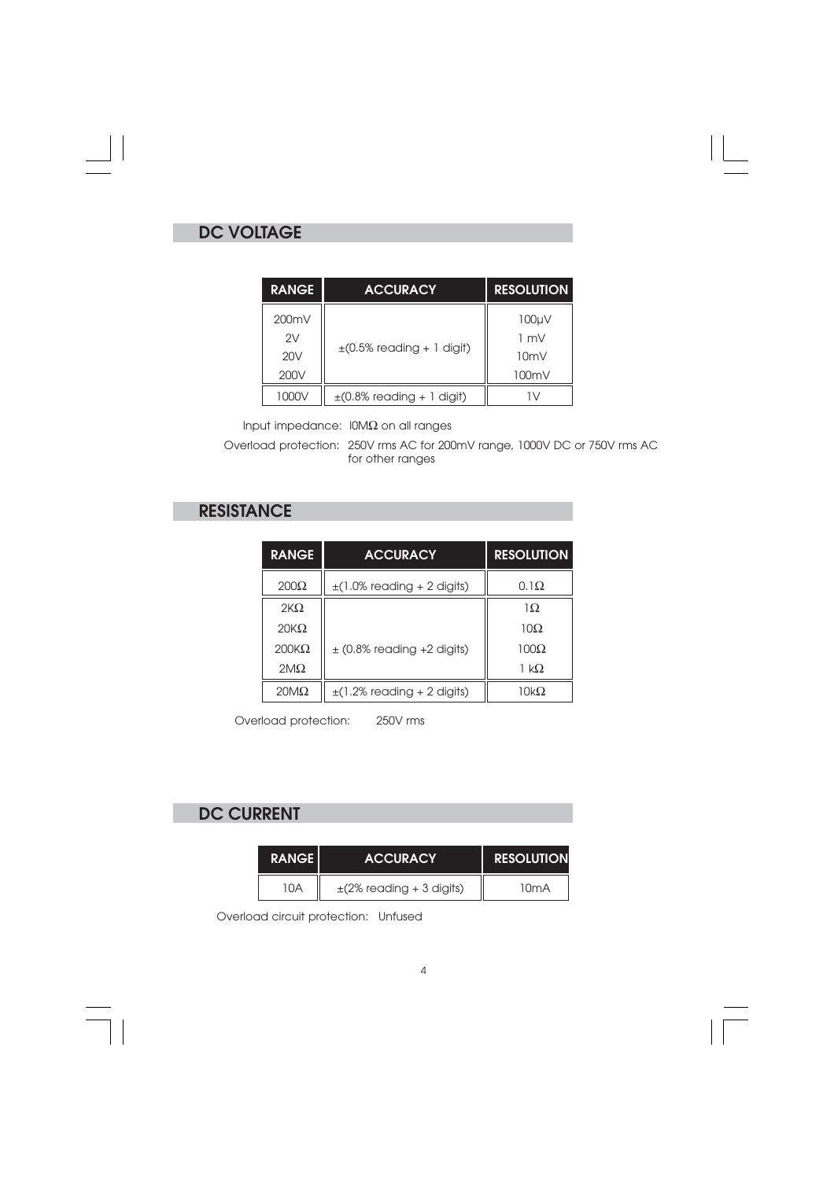## DC VOLTAGE

| RANGE | ACCURACY | RESOLUTION |
| --- | --- | --- |
| 200mV | ±(0.5% reading + 1 digit) | 100µV |
| 2V | | 1 mV |
| 20V | | 10mV |
| 200V | | 100mV |
| 1000V | ±(0.8% reading + 1 digit) | 1V |

Input impedance: I0MΩ on all ranges

Overload protection: 250V rms AC for 200mV range, 1000V DC or 750V rms AC for other ranges

## RESISTANCE

| RANGE | ACCURACY | RESOLUTION |
| --- | --- | --- |
| 200Ω | ±(1.0% reading + 2 digits) | 0.1Ω |
| 2KΩ | ± (0.8% reading +2 digits) | 1Ω |
| 20KΩ | | 10Ω |
| 200KΩ | | 100Ω |
| 2MΩ | | 1 kΩ |
| 20MΩ | ±(1.2% reading + 2 digits) | 10kΩ |

Overload protection: 250V rms

## DC CURRENT

| RANGE | ACCURACY | RESOLUTION |
| --- | --- | --- |
| 10A | ±(2% reading + 3 digits) | 10mA |

Overload circuit protection: Unfused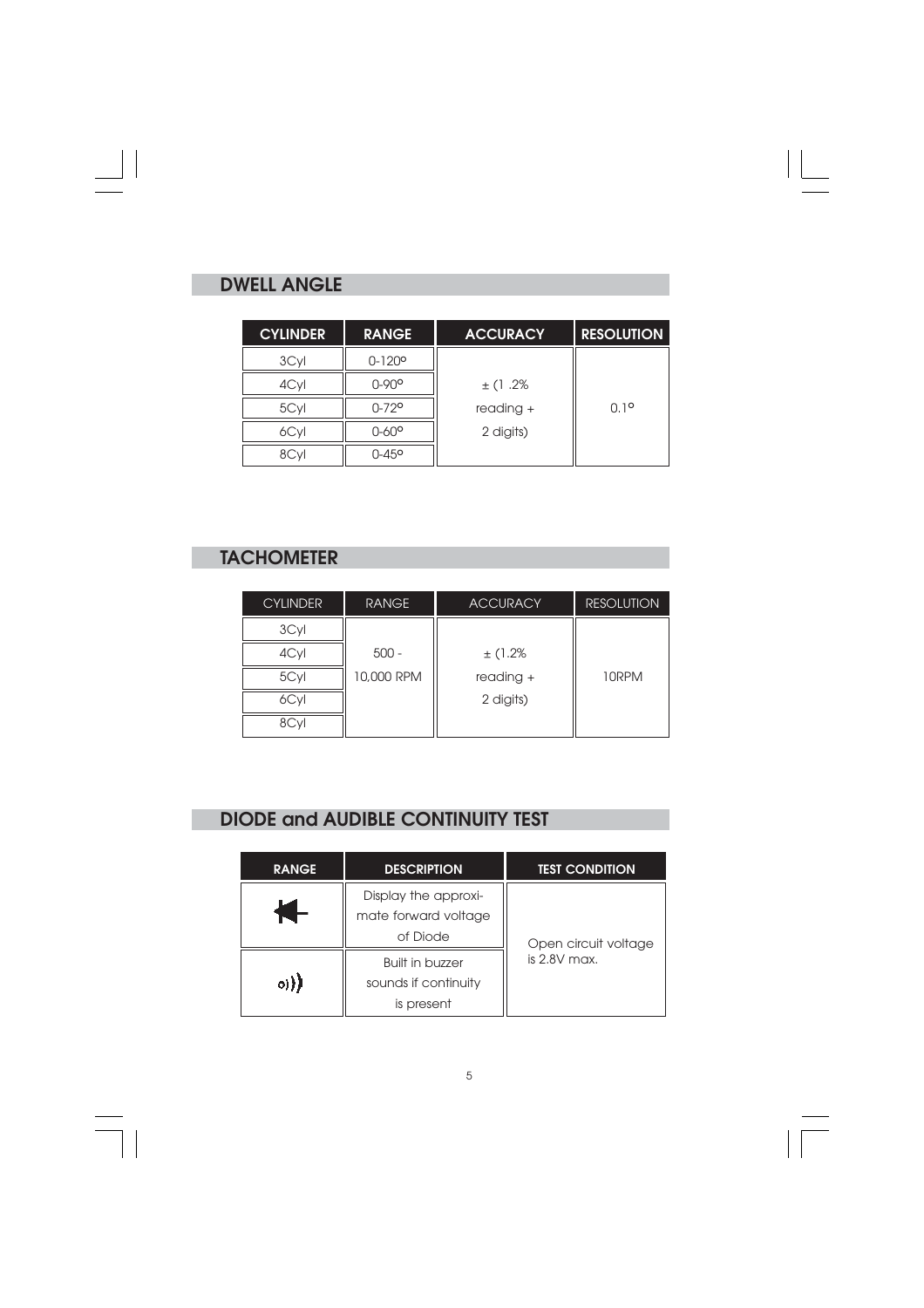## DWELL ANGLE

| CYLINDER | RANGE | ACCURACY | RESOLUTION |
|---|---|---|---|
| 3Cyl | 0-120° | ± (1 .2% reading + 2 digits) | 0.1° |
| 4Cyl | 0-90° | | |
| 5Cyl | 0-72° | | |
| 6Cyl | 0-60° | | |
| 8Cyl | 0-45° | | |

## TACHOMETER

| CYLINDER | RANGE | ACCURACY | RESOLUTION |
|---|---|---|---|
| 3Cyl | 500 - 10,000 RPM | ± (1.2% reading + 2 digits) | 10RPM |
| 4Cyl | | | |
| 5Cyl | | | |
| 6Cyl | | | |
| 8Cyl | | | |

## DIODE and AUDIBLE CONTINUITY TEST

| RANGE | DESCRIPTION | TEST CONDITION |
|---|---|---|
| Diode symbol | Display the approximate forward voltage of Diode | Open circuit voltage is 2.8V max. |
| Buzzer symbol | Built in buzzer sounds if continuity is present | |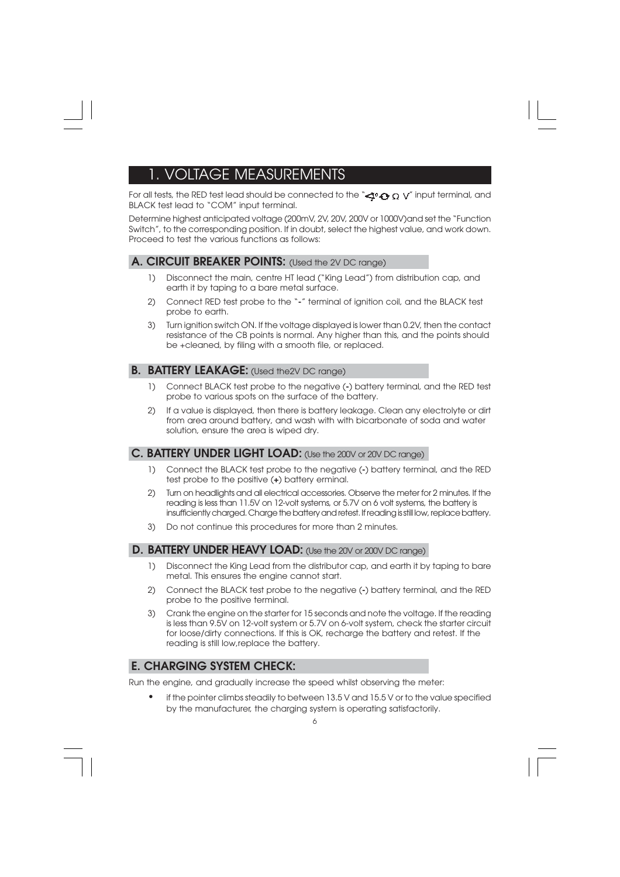# 1. VOLTAGE MEASUREMENTS

For all tests, the RED test lead should be connected to the "⊣◦○ Ω V" input terminal, and BLACK test lead to "COM" input terminal.

Determine highest anticipated voltage (200mV, 2V, 20V, 200V or 1000V)and set the "Function Switch", to the corresponding position. If in doubt, select the highest value, and work down. Proceed to test the various functions as follows:

## A. CIRCUIT BREAKER POINTS: (Used the 2V DC range)

1) Disconnect the main, centre HT lead ("King Lead") from distribution cap, and earth it by taping to a bare metal surface.
2) Connect RED test probe to the "-" terminal of ignition coil, and the BLACK test probe to earth.
3) Turn ignition switch ON. If the voltage displayed is lower than 0.2V, then the contact resistance of the CB points is normal. Any higher than this, and the points should be +cleaned, by filing with a smooth file, or replaced.

## B. BATTERY LEAKAGE: (Used the2V DC range)

1) Connect BLACK test probe to the negative (-) battery terminal, and the RED test probe to various spots on the surface of the battery.
2) If a value is displayed, then there is battery leakage. Clean any electrolyte or dirt from area around battery, and wash with with bicarbonate of soda and water solution, ensure the area is wiped dry.

## C. BATTERY UNDER LIGHT LOAD: (Use the 200V or 20V DC range)

1) Connect the BLACK test probe to the negative (-) battery terminal, and the RED test probe to the positive (+) battery erminal.
2) Turn on headlights and all electrical accessories. Observe the meter for 2 minutes. If the reading is less than 11.5V on 12-volt systems, or 5.7V on 6 volt systems, the battery is insufficiently charged. Charge the battery and retest. If reading is still low, replace battery.
3) Do not continue this procedures for more than 2 minutes.

## D. BATTERY UNDER HEAVY LOAD: (Use the 20V or 200V DC range)

1) Disconnect the King Lead from the distributor cap, and earth it by taping to bare metal. This ensures the engine cannot start.
2) Connect the BLACK test probe to the negative (-) battery terminal, and the RED probe to the positive terminal.
3) Crank the engine on the starter for 15 seconds and note the voltage. If the reading is less than 9.5V on 12-volt system or 5.7V on 6-volt system, check the starter circuit for loose/dirty connections. If this is OK, recharge the battery and retest. If the reading is still low,replace the battery.

## E. CHARGING SYSTEM CHECK:

Run the engine, and gradually increase the speed whilst observing the meter:

- if the pointer climbs steadily to between 13.5 V and 15.5 V or to the value specified by the manufacturer, the charging system is operating satisfactorily.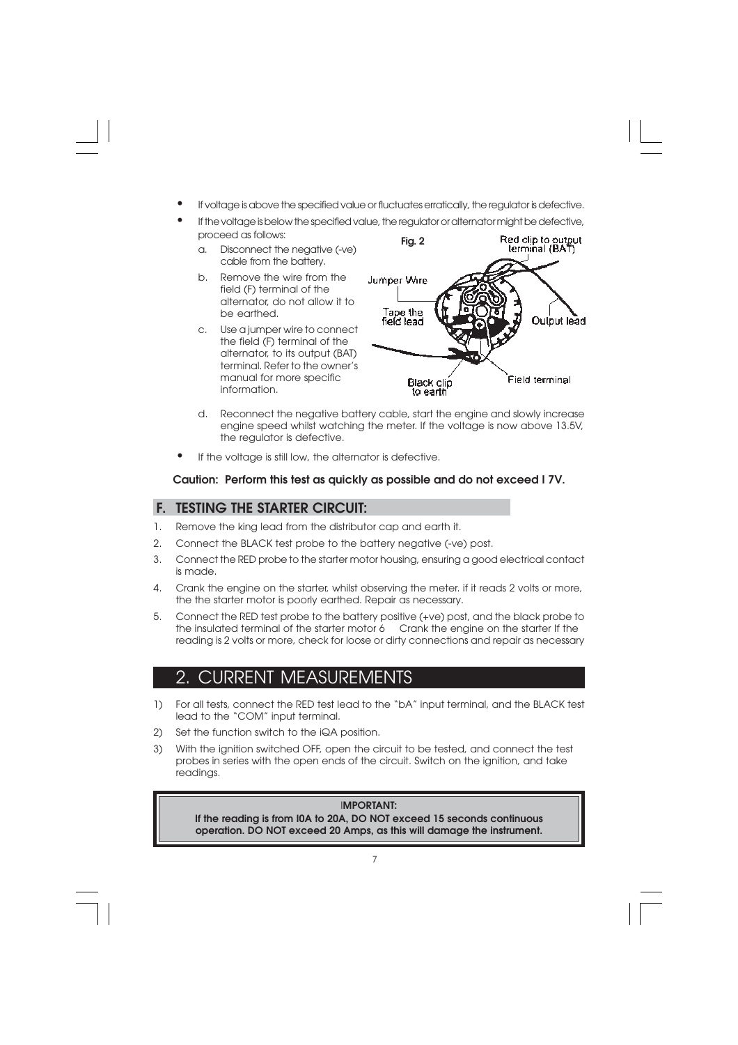- If voltage is above the specified value or fluctuates erratically, the regulator is defective.
- If the voltage is below the specified value, the regulator or alternator might be defective, proceed as follows:
  - a. Disconnect the negative (-ve) cable from the battery.
  - b. Remove the wire from the field (F) terminal of the alternator, do not allow it to be earthed.
  - c. Use a jumper wire to connect the field (F) terminal of the alternator, to its output (BAT) terminal. Refer to the owner's manual for more specific information.
  - d. Reconnect the negative battery cable, start the engine and slowly increase engine speed whilst watching the meter. If the voltage is now above 13.5V, the regulator is defective.

**Fig. 2**

Red clip to output terminal (BAT)

Jumper Wire

Tape the field lead

Output lead

Black clip to earth

Field terminal

- If the voltage is still low, the alternator is defective.

**Caution: Perform this test as quickly as possible and do not exceed I 7V.**

## F. TESTING THE STARTER CIRCUIT:

1. Remove the king lead from the distributor cap and earth it.
2. Connect the BLACK test probe to the battery negative (-ve) post.
3. Connect the RED probe to the starter motor housing, ensuring a good electrical contact is made.
4. Crank the engine on the starter, whilst observing the meter. if it reads 2 volts or more, the the starter motor is poorly earthed. Repair as necessary.
5. Connect the RED test probe to the battery positive (+ve) post, and the black probe to the insulated terminal of the starter motor 6 Crank the engine on the starter If the reading is 2 volts or more, check for loose or dirty connections and repair as necessary

# 2. CURRENT MEASUREMENTS

1) For all tests, connect the RED test lead to the "bA" input terminal, and the BLACK test lead to the "COM" input terminal.
2) Set the function switch to the iQA position.
3) With the ignition switched OFF, open the circuit to be tested, and connect the test probes in series with the open ends of the circuit. Switch on the ignition, and take readings.

**IMPORTANT:**
**If the reading is from I0A to 20A, DO NOT exceed 15 seconds continuous operation. DO NOT exceed 20 Amps, as this will damage the instrument.**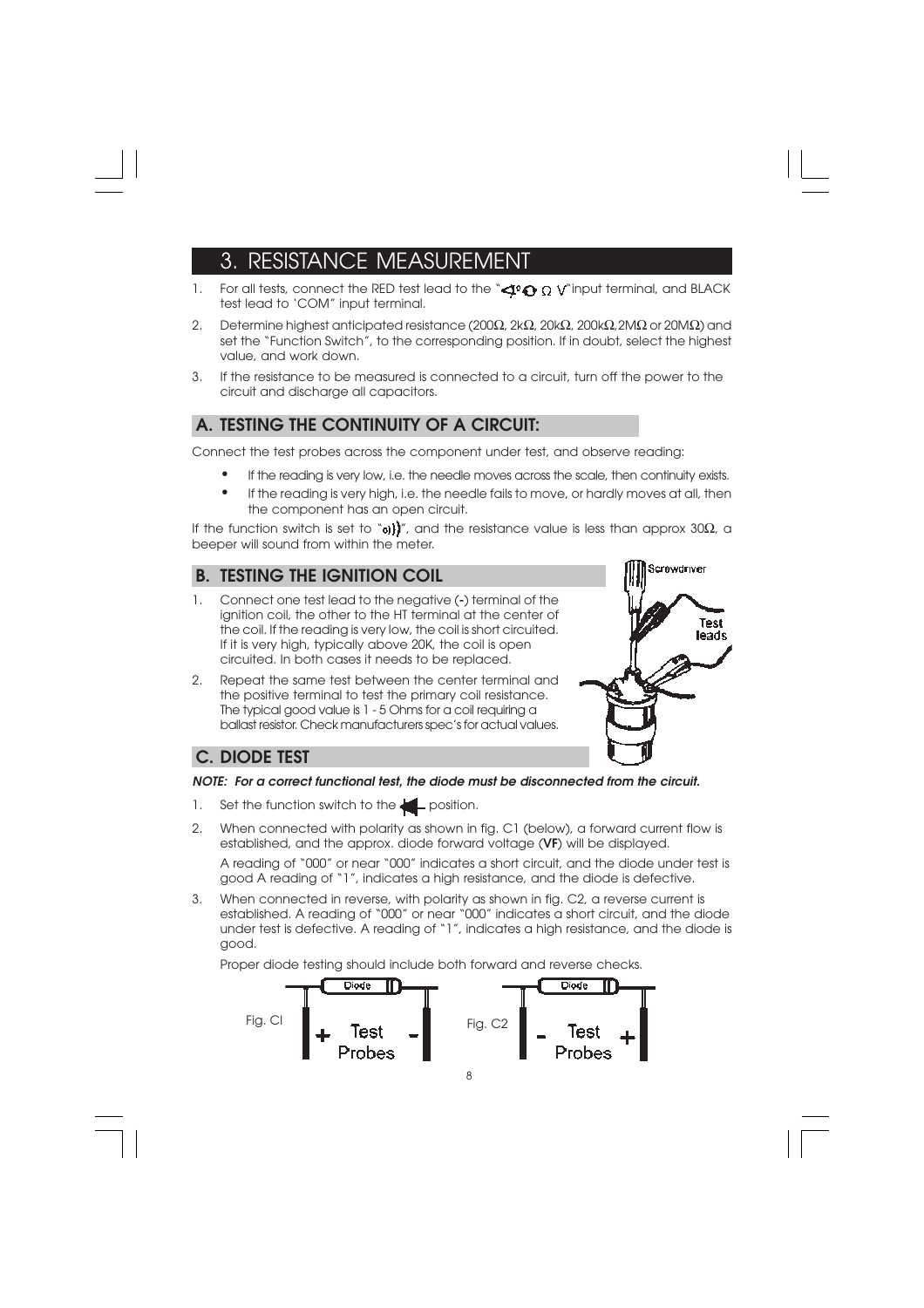# 3. RESISTANCE MEASUREMENT

1. For all tests, connect the RED test lead to the "◁ ⊙ Ω V" input terminal, and BLACK test lead to 'COM" input terminal.
2. Determine highest anticipated resistance (200Ω, 2kΩ, 20kΩ, 200kΩ, 2MΩ or 20MΩ) and set the "Function Switch", to the corresponding position. If in doubt, select the highest value, and work down.
3. If the resistance to be measured is connected to a circuit, turn off the power to the circuit and discharge all capacitors.

## A. TESTING THE CONTINUITY OF A CIRCUIT:

Connect the test probes across the component under test, and observe reading:

- If the reading is very low, i.e. the needle moves across the scale, then continuity exists.
- If the reading is very high, i.e. the needle fails to move, or hardly moves at all, then the component has an open circuit.

If the function switch is set to "•)))", and the resistance value is less than approx 30Ω, a beeper will sound from within the meter.

## B. TESTING THE IGNITION COIL

1. Connect one test lead to the negative (-) terminal of the ignition coil, the other to the HT terminal at the center of the coil. If the reading is very low, the coil is short circuited. If it is very high, typically above 20K, the coil is open circuited. In both cases it needs to be replaced.
2. Repeat the same test between the center terminal and the positive terminal to test the primary coil resistance. The typical good value is 1 - 5 Ohms for a coil requiring a ballast resistor. Check manufacturers spec's for actual values.

Screwdriver

Test leads

## C. DIODE TEST

***NOTE: For a correct functional test, the diode must be disconnected from the circuit.***

1. Set the function switch to the ▶| position.
2. When connected with polarity as shown in fig. C1 (below), a forward current flow is established, and the approx. diode forward voltage (**VF**) will be displayed.

   A reading of "000" or near "000" indicates a short circuit, and the diode under test is good A reading of "1", indicates a high resistance, and the diode is defective.
3. When connected in reverse, with polarity as shown in fig. C2, a reverse current is established. A reading of "000" or near "000" indicates a short circuit, and the diode under test is defective. A reading of "1", indicates a high resistance, and the diode is good.

   Proper diode testing should include both forward and reverse checks.

Fig. CI — Diode — + Test Probes -

Fig. C2 — Diode — - Test Probes +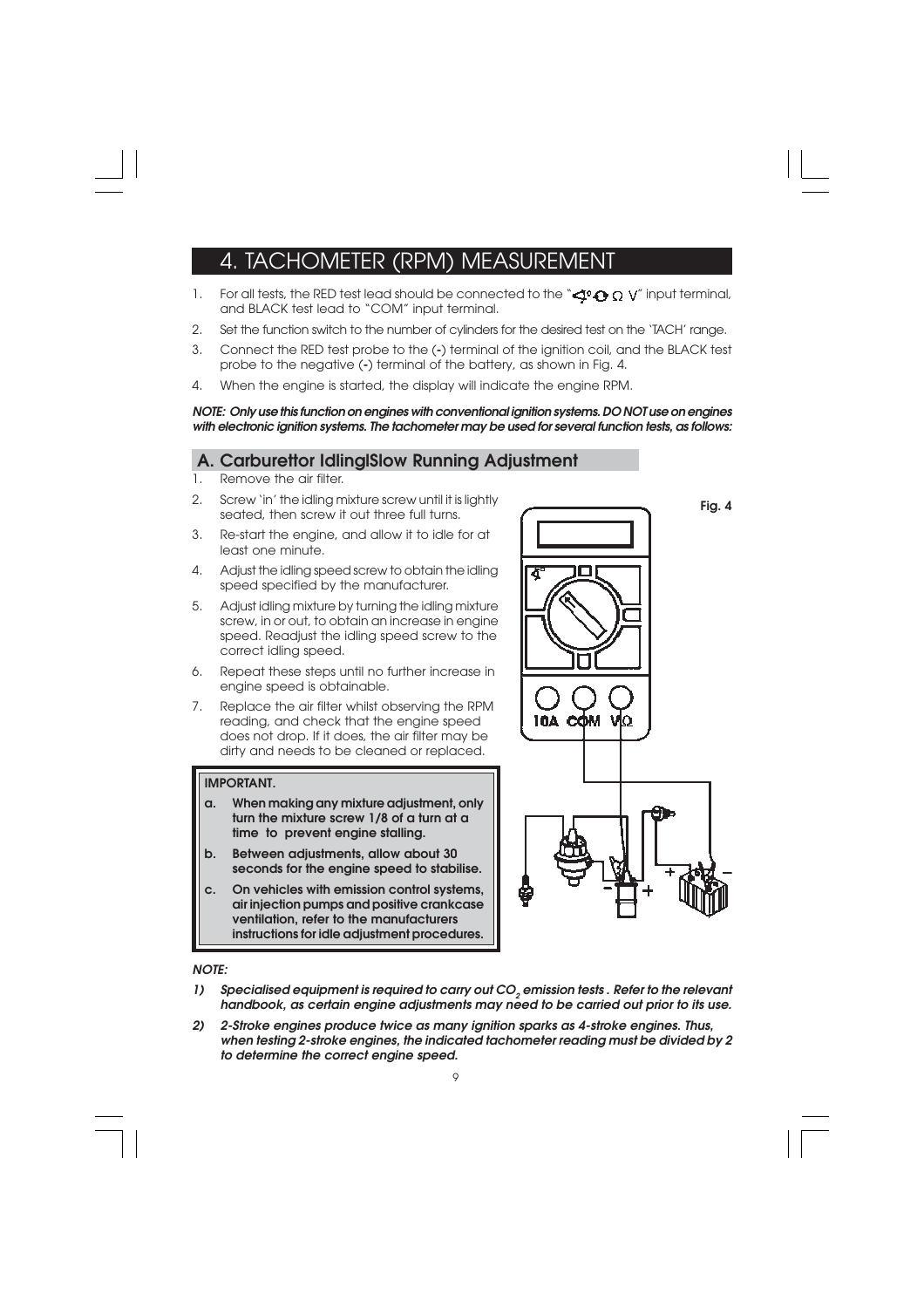# 4. TACHOMETER (RPM) MEASUREMENT

1. For all tests, the RED test lead should be connected to the "Ω V" input terminal, and BLACK test lead to "COM" input terminal.
2. Set the function switch to the number of cylinders for the desired test on the 'TACH' range.
3. Connect the RED test probe to the (-) terminal of the ignition coil, and the BLACK test probe to the negative (-) terminal of the battery, as shown in Fig. 4.
4. When the engine is started, the display will indicate the engine RPM.

***NOTE: Only use this function on engines with conventional ignition systems. DO NOT use on engines with electronic ignition systems. The tachometer may be used for several function tests, as follows:***

## A. Carburettor Idling/Slow Running Adjustment

1. Remove the air filter.
2. Screw 'in' the idling mixture screw until it is lightly seated, then screw it out three full turns.
3. Re-start the engine, and allow it to idle for at least one minute.
4. Adjust the idling speed screw to obtain the idling speed specified by the manufacturer.
5. Adjust idling mixture by turning the idling mixture screw, in or out, to obtain an increase in engine speed. Readjust the idling speed screw to the correct idling speed.
6. Repeat these steps until no further increase in engine speed is obtainable.
7. Replace the air filter whilst observing the RPM reading, and check that the engine speed does not drop. If it does, the air filter may be dirty and needs to be cleaned or replaced.

Fig. 4

**IMPORTANT.**

**a. When making any mixture adjustment, only turn the mixture screw 1/8 of a turn at a time to prevent engine stalling.**

**b. Between adjustments, allow about 30 seconds for the engine speed to stabilise.**

**c. On vehicles with emission control systems, air injection pumps and positive crankcase ventilation, refer to the manufacturers instructions for idle adjustment procedures.**

***NOTE:***

1) ***Specialised equipment is required to carry out $CO_2$ emission tests . Refer to the relevant handbook, as certain engine adjustments may need to be carried out prior to its use.***
2) ***2-Stroke engines produce twice as many ignition sparks as 4-stroke engines. Thus, when testing 2-stroke engines, the indicated tachometer reading must be divided by 2 to determine the correct engine speed.***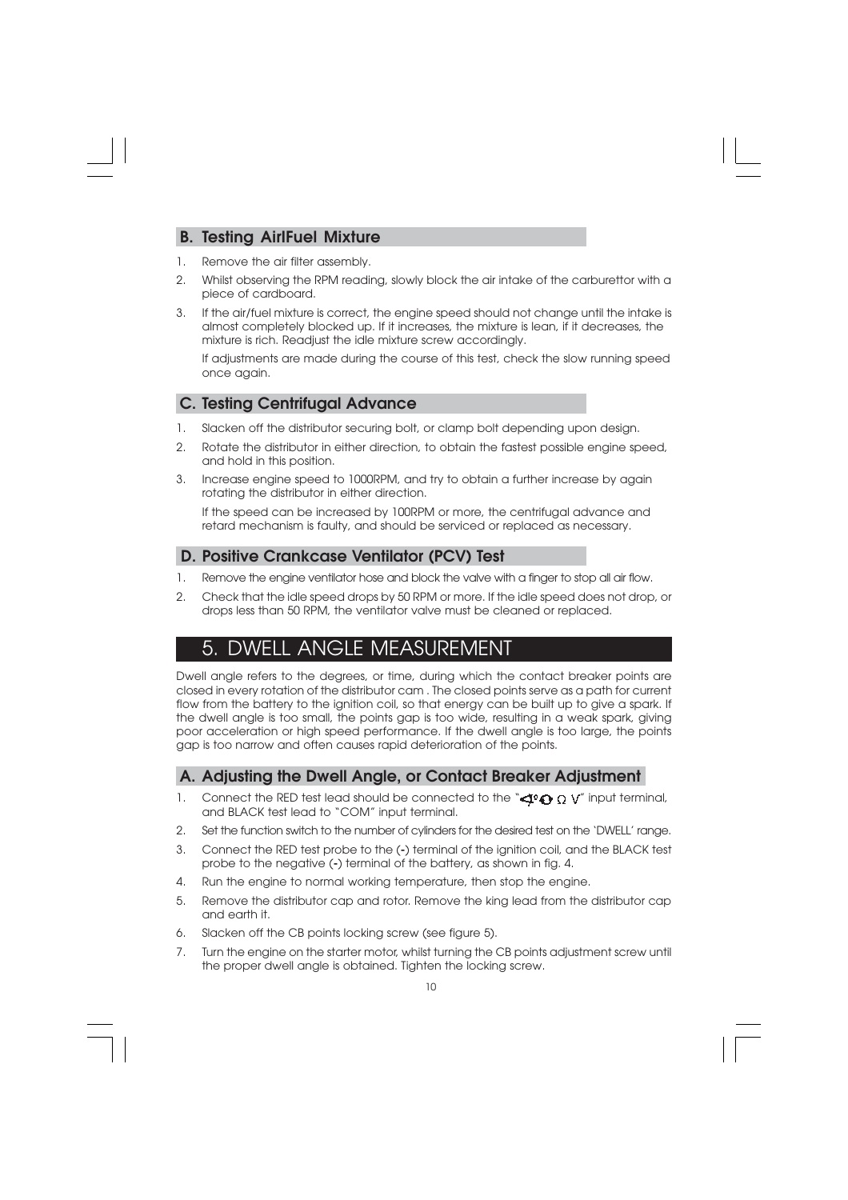## B. Testing AirlFuel Mixture

1. Remove the air filter assembly.
2. Whilst observing the RPM reading, slowly block the air intake of the carburettor with a piece of cardboard.
3. If the air/fuel mixture is correct, the engine speed should not change until the intake is almost completely blocked up. If it increases, the mixture is lean, if it decreases, the mixture is rich. Readjust the idle mixture screw accordingly.

   If adjustments are made during the course of this test, check the slow running speed once again.

## C. Testing Centrifugal Advance

1. Slacken off the distributor securing bolt, or clamp bolt depending upon design.
2. Rotate the distributor in either direction, to obtain the fastest possible engine speed, and hold in this position.
3. Increase engine speed to 1000RPM, and try to obtain a further increase by again rotating the distributor in either direction.

   If the speed can be increased by 100RPM or more, the centrifugal advance and retard mechanism is faulty, and should be serviced or replaced as necessary.

## D. Positive Crankcase Ventilator (PCV) Test

1. Remove the engine ventilator hose and block the valve with a finger to stop all air flow.
2. Check that the idle speed drops by 50 RPM or more. If the idle speed does not drop, or drops less than 50 RPM, the ventilator valve must be cleaned or replaced.

# 5. DWELL ANGLE MEASUREMENT

Dwell angle refers to the degrees, or time, during which the contact breaker points are closed in every rotation of the distributor cam . The closed points serve as a path for current flow from the battery to the ignition coil, so that energy can be built up to give a spark. If the dwell angle is too small, the points gap is too wide, resulting in a weak spark, giving poor acceleration or high speed performance. If the dwell angle is too large, the points gap is too narrow and often causes rapid deterioration of the points.

## A. Adjusting the Dwell Angle, or Contact Breaker Adjustment

1. Connect the RED test lead should be connected to the "∢° ✪ Ω V" input terminal, and BLACK test lead to "COM" input terminal.
2. Set the function switch to the number of cylinders for the desired test on the 'DWELL' range.
3. Connect the RED test probe to the (-) terminal of the ignition coil, and the BLACK test probe to the negative (-) terminal of the battery, as shown in fig. 4.
4. Run the engine to normal working temperature, then stop the engine.
5. Remove the distributor cap and rotor. Remove the king lead from the distributor cap and earth it.
6. Slacken off the CB points locking screw (see figure 5).
7. Turn the engine on the starter motor, whilst turning the CB points adjustment screw until the proper dwell angle is obtained. Tighten the locking screw.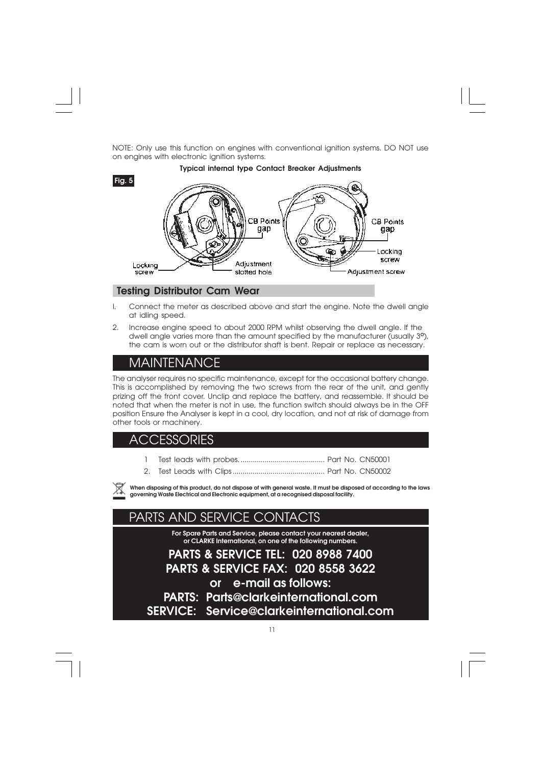NOTE: Only use this function on engines with conventional ignition systems. DO NOT use on engines with electronic ignition systems.

**Typical internal type Contact Breaker Adjustments**

**Fig. 5**

CB Points gap

Locking screw

Adjustment slotted hole

CB Points gap

Locking screw

Adjustment screw

## Testing Distributor Cam Wear

1. Connect the meter as described above and start the engine. Note the dwell angle at idling speed.
2. Increase engine speed to about 2000 RPM whilst observing the dwell angle. If the dwell angle varies more than the amount specified by the manufacturer (usually 3°), the cam is worn out or the distributor shaft is bent. Repair or replace as necessary.

# MAINTENANCE

The analyser requires no specific maintenance, except for the occasional battery change. This is accomplished by removing the two screws from the rear of the unit, and gently prizing off the front cover. Unclip and replace the battery, and reassemble. It should be noted that when the meter is not in use, the function switch should always be in the OFF position Ensure the Analyser is kept in a cool, dry location, and not at risk of damage from other tools or machinery.

# ACCESSORIES

1. Test leads with probes. .......................................... Part No. CN50001
2. Test Leads with Clips ............................................. Part No. CN50002

**When disposing of this product, do not dispose of with general waste. It must be disposed of according to the laws governing Waste Electrical and Electronic equipment, at a recognised disposal facility.**

# PARTS AND SERVICE CONTACTS

**For Spare Parts and Service, please contact your nearest dealer, or CLARKE International, on one of the following numbers.**

**PARTS & SERVICE TEL: 020 8988 7400**

**PARTS & SERVICE FAX: 020 8558 3622**

**or e-mail as follows:**

**PARTS: Parts@clarkeinternational.com**

**SERVICE: Service@clarkeinternational.com**